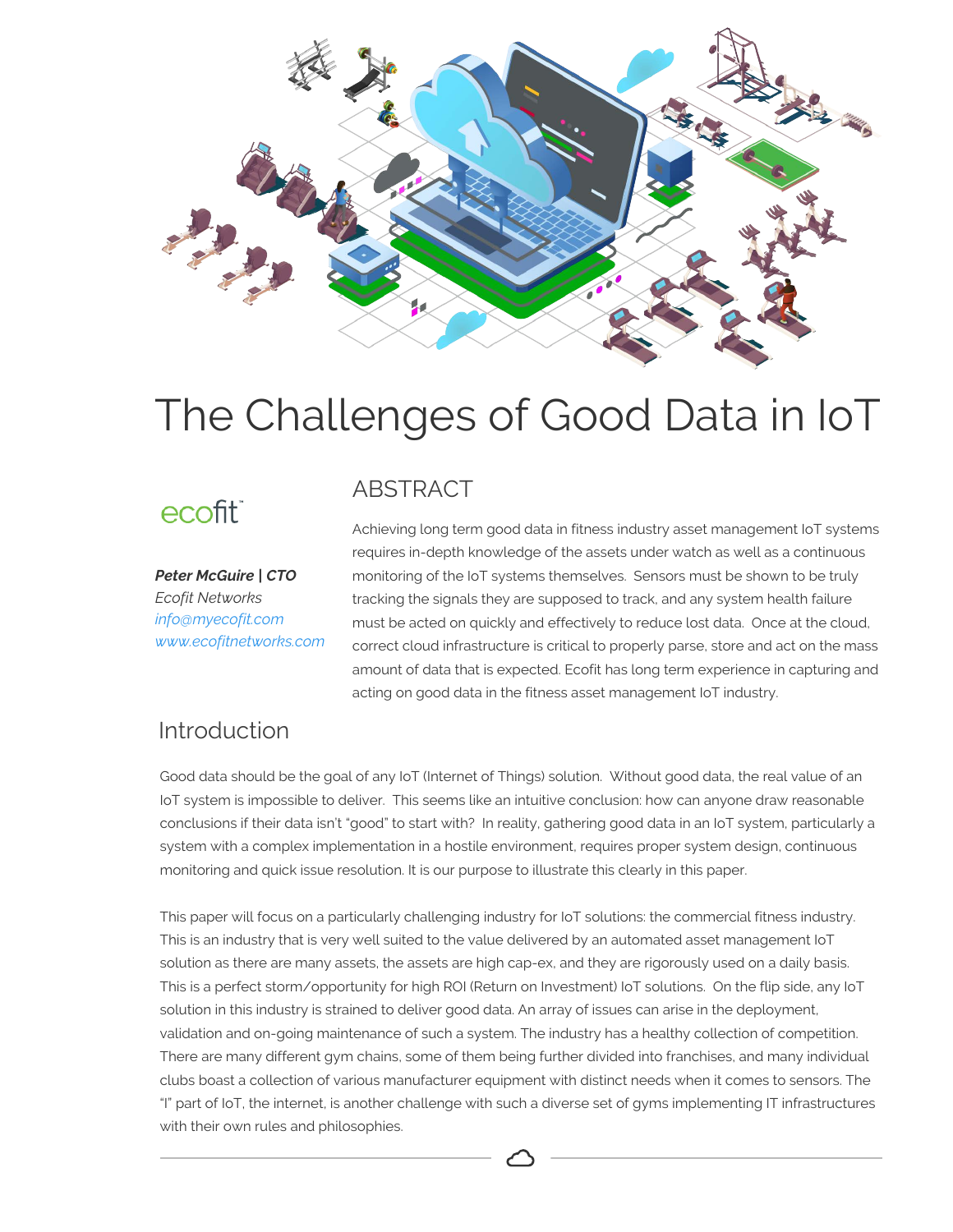# The Challenges of Good Data in IoT

ecofit

***Peter McGuire | CTO***
*Ecofit Networks*
*info@myecofit.com*
*www.ecofitnetworks.com*

## ABSTRACT

Achieving long term good data in fitness industry asset management IoT systems requires in-depth knowledge of the assets under watch as well as a continuous monitoring of the IoT systems themselves. Sensors must be shown to be truly tracking the signals they are supposed to track, and any system health failure must be acted on quickly and effectively to reduce lost data. Once at the cloud, correct cloud infrastructure is critical to properly parse, store and act on the mass amount of data that is expected. Ecofit has long term experience in capturing and acting on good data in the fitness asset management IoT industry.

## Introduction

Good data should be the goal of any IoT (Internet of Things) solution. Without good data, the real value of an IoT system is impossible to deliver. This seems like an intuitive conclusion: how can anyone draw reasonable conclusions if their data isn't "good" to start with? In reality, gathering good data in an IoT system, particularly a system with a complex implementation in a hostile environment, requires proper system design, continuous monitoring and quick issue resolution. It is our purpose to illustrate this clearly in this paper.

This paper will focus on a particularly challenging industry for IoT solutions: the commercial fitness industry. This is an industry that is very well suited to the value delivered by an automated asset management IoT solution as there are many assets, the assets are high cap-ex, and they are rigorously used on a daily basis. This is a perfect storm/opportunity for high ROI (Return on Investment) IoT solutions. On the flip side, any IoT solution in this industry is strained to deliver good data. An array of issues can arise in the deployment, validation and on-going maintenance of such a system. The industry has a healthy collection of competition. There are many different gym chains, some of them being further divided into franchises, and many individual clubs boast a collection of various manufacturer equipment with distinct needs when it comes to sensors. The "I" part of IoT, the internet, is another challenge with such a diverse set of gyms implementing IT infrastructures with their own rules and philosophies.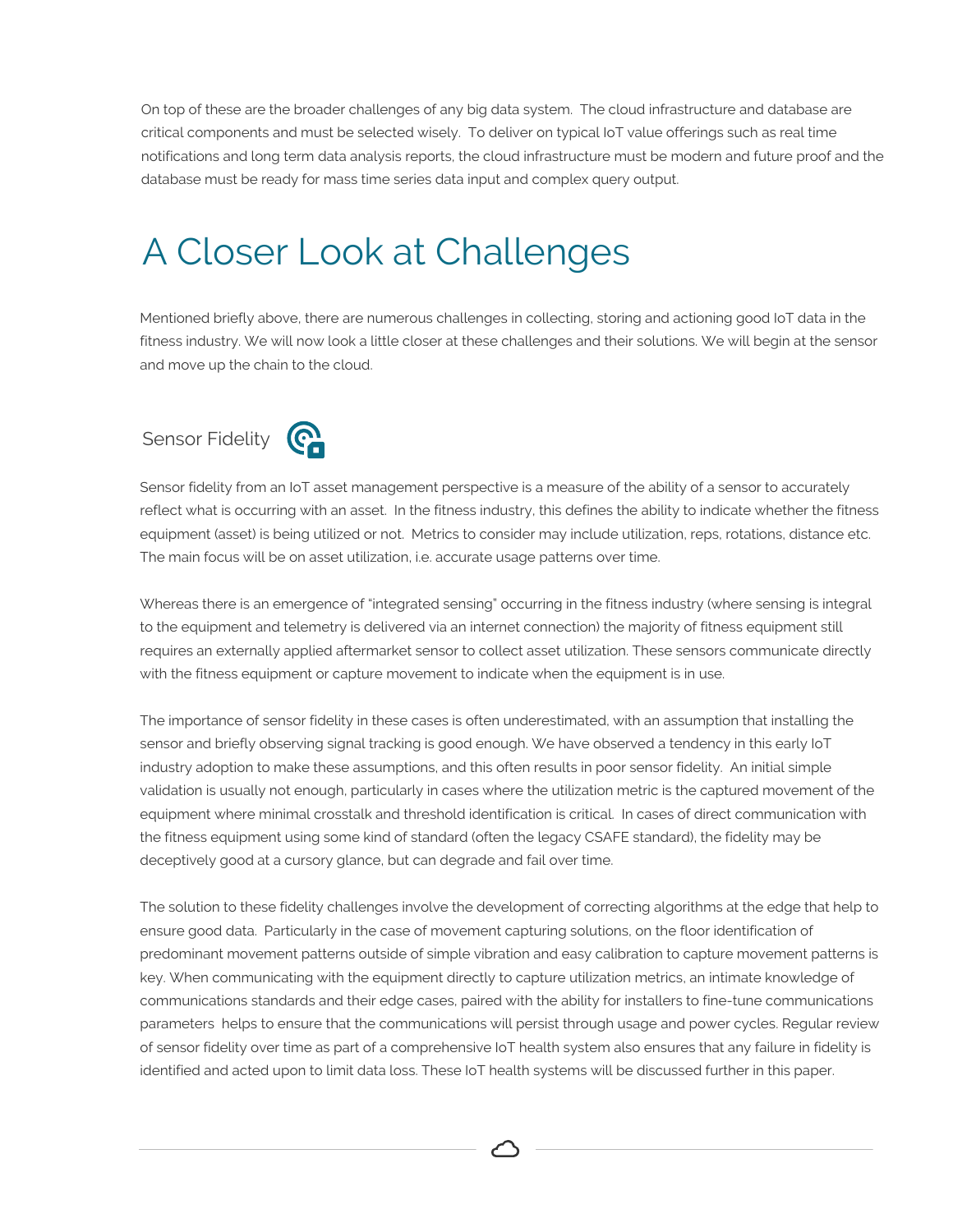On top of these are the broader challenges of any big data system. The cloud infrastructure and database are critical components and must be selected wisely. To deliver on typical IoT value offerings such as real time notifications and long term data analysis reports, the cloud infrastructure must be modern and future proof and the database must be ready for mass time series data input and complex query output.

# A Closer Look at Challenges

Mentioned briefly above, there are numerous challenges in collecting, storing and actioning good IoT data in the fitness industry. We will now look a little closer at these challenges and their solutions. We will begin at the sensor and move up the chain to the cloud.

## Sensor Fidelity

Sensor fidelity from an IoT asset management perspective is a measure of the ability of a sensor to accurately reflect what is occurring with an asset. In the fitness industry, this defines the ability to indicate whether the fitness equipment (asset) is being utilized or not. Metrics to consider may include utilization, reps, rotations, distance etc. The main focus will be on asset utilization, i.e. accurate usage patterns over time.

Whereas there is an emergence of "integrated sensing" occurring in the fitness industry (where sensing is integral to the equipment and telemetry is delivered via an internet connection) the majority of fitness equipment still requires an externally applied aftermarket sensor to collect asset utilization. These sensors communicate directly with the fitness equipment or capture movement to indicate when the equipment is in use.

The importance of sensor fidelity in these cases is often underestimated, with an assumption that installing the sensor and briefly observing signal tracking is good enough. We have observed a tendency in this early IoT industry adoption to make these assumptions, and this often results in poor sensor fidelity. An initial simple validation is usually not enough, particularly in cases where the utilization metric is the captured movement of the equipment where minimal crosstalk and threshold identification is critical. In cases of direct communication with the fitness equipment using some kind of standard (often the legacy CSAFE standard), the fidelity may be deceptively good at a cursory glance, but can degrade and fail over time.

The solution to these fidelity challenges involve the development of correcting algorithms at the edge that help to ensure good data. Particularly in the case of movement capturing solutions, on the floor identification of predominant movement patterns outside of simple vibration and easy calibration to capture movement patterns is key. When communicating with the equipment directly to capture utilization metrics, an intimate knowledge of communications standards and their edge cases, paired with the ability for installers to fine-tune communications parameters helps to ensure that the communications will persist through usage and power cycles. Regular review of sensor fidelity over time as part of a comprehensive IoT health system also ensures that any failure in fidelity is identified and acted upon to limit data loss. These IoT health systems will be discussed further in this paper.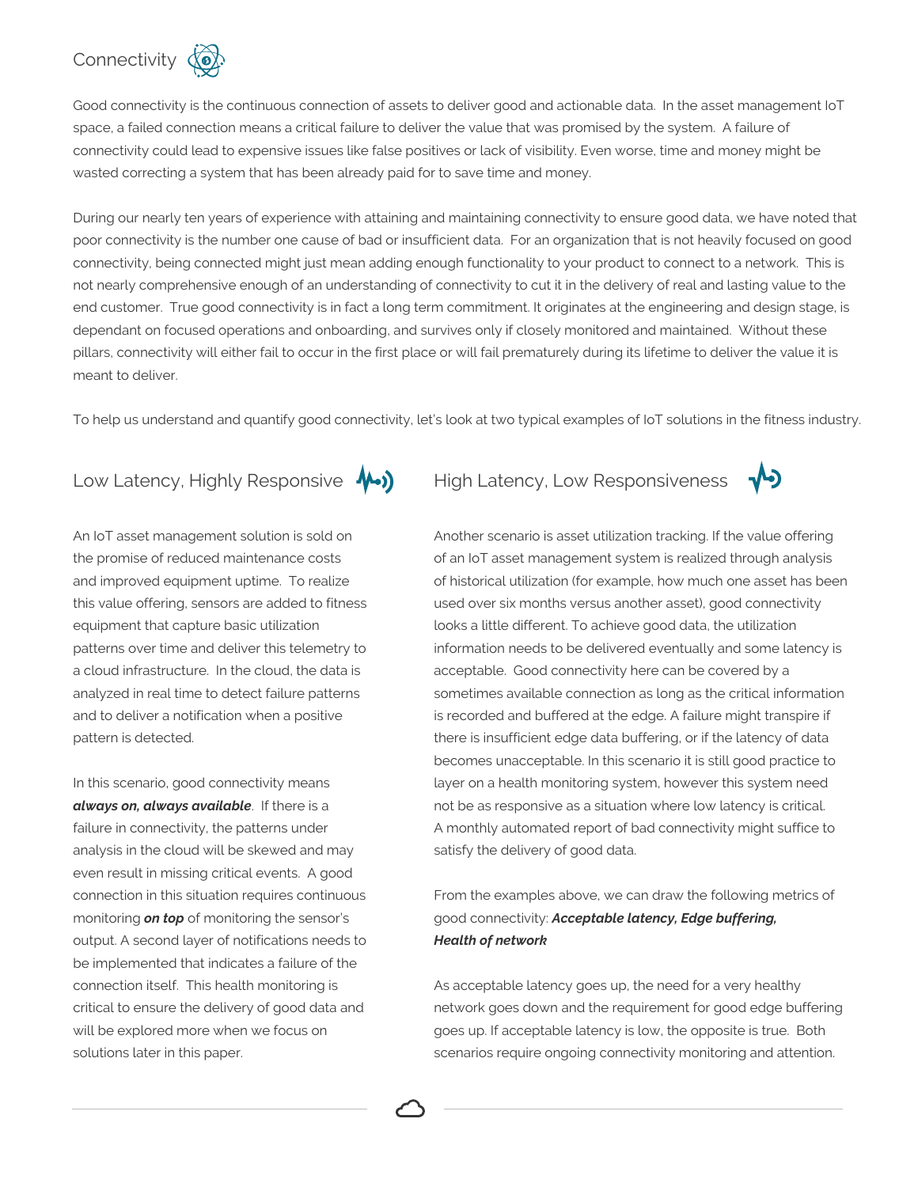## Connectivity

Good connectivity is the continuous connection of assets to deliver good and actionable data. In the asset management IoT space, a failed connection means a critical failure to deliver the value that was promised by the system. A failure of connectivity could lead to expensive issues like false positives or lack of visibility. Even worse, time and money might be wasted correcting a system that has been already paid for to save time and money.

During our nearly ten years of experience with attaining and maintaining connectivity to ensure good data, we have noted that poor connectivity is the number one cause of bad or insufficient data. For an organization that is not heavily focused on good connectivity, being connected might just mean adding enough functionality to your product to connect to a network. This is not nearly comprehensive enough of an understanding of connectivity to cut it in the delivery of real and lasting value to the end customer. True good connectivity is in fact a long term commitment. It originates at the engineering and design stage, is dependant on focused operations and onboarding, and survives only if closely monitored and maintained. Without these pillars, connectivity will either fail to occur in the first place or will fail prematurely during its lifetime to deliver the value it is meant to deliver.

To help us understand and quantify good connectivity, let's look at two typical examples of IoT solutions in the fitness industry.

### Low Latency, Highly Responsive

An IoT asset management solution is sold on the promise of reduced maintenance costs and improved equipment uptime. To realize this value offering, sensors are added to fitness equipment that capture basic utilization patterns over time and deliver this telemetry to a cloud infrastructure. In the cloud, the data is analyzed in real time to detect failure patterns and to deliver a notification when a positive pattern is detected.

In this scenario, good connectivity means ***always on, always available***. If there is a failure in connectivity, the patterns under analysis in the cloud will be skewed and may even result in missing critical events. A good connection in this situation requires continuous monitoring ***on top*** of monitoring the sensor's output. A second layer of notifications needs to be implemented that indicates a failure of the connection itself. This health monitoring is critical to ensure the delivery of good data and will be explored more when we focus on solutions later in this paper.

### High Latency, Low Responsiveness

Another scenario is asset utilization tracking. If the value offering of an IoT asset management system is realized through analysis of historical utilization (for example, how much one asset has been used over six months versus another asset), good connectivity looks a little different. To achieve good data, the utilization information needs to be delivered eventually and some latency is acceptable. Good connectivity here can be covered by a sometimes available connection as long as the critical information is recorded and buffered at the edge. A failure might transpire if there is insufficient edge data buffering, or if the latency of data becomes unacceptable. In this scenario it is still good practice to layer on a health monitoring system, however this system need not be as responsive as a situation where low latency is critical. A monthly automated report of bad connectivity might suffice to satisfy the delivery of good data.

From the examples above, we can draw the following metrics of good connectivity: ***Acceptable latency, Edge buffering, Health of network***

As acceptable latency goes up, the need for a very healthy network goes down and the requirement for good edge buffering goes up. If acceptable latency is low, the opposite is true. Both scenarios require ongoing connectivity monitoring and attention.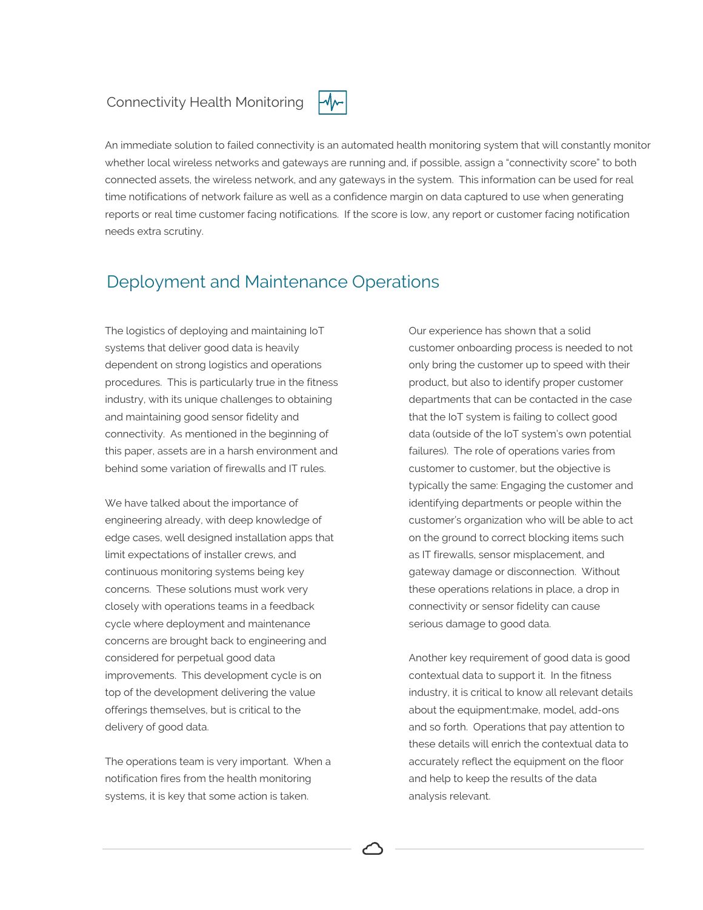### Connectivity Health Monitoring

An immediate solution to failed connectivity is an automated health monitoring system that will constantly monitor whether local wireless networks and gateways are running and, if possible, assign a "connectivity score" to both connected assets, the wireless network, and any gateways in the system. This information can be used for real time notifications of network failure as well as a confidence margin on data captured to use when generating reports or real time customer facing notifications. If the score is low, any report or customer facing notification needs extra scrutiny.

## Deployment and Maintenance Operations

The logistics of deploying and maintaining IoT systems that deliver good data is heavily dependent on strong logistics and operations procedures. This is particularly true in the fitness industry, with its unique challenges to obtaining and maintaining good sensor fidelity and connectivity. As mentioned in the beginning of this paper, assets are in a harsh environment and behind some variation of firewalls and IT rules.

We have talked about the importance of engineering already, with deep knowledge of edge cases, well designed installation apps that limit expectations of installer crews, and continuous monitoring systems being key concerns. These solutions must work very closely with operations teams in a feedback cycle where deployment and maintenance concerns are brought back to engineering and considered for perpetual good data improvements. This development cycle is on top of the development delivering the value offerings themselves, but is critical to the delivery of good data.

The operations team is very important. When a notification fires from the health monitoring systems, it is key that some action is taken.

Our experience has shown that a solid customer onboarding process is needed to not only bring the customer up to speed with their product, but also to identify proper customer departments that can be contacted in the case that the IoT system is failing to collect good data (outside of the IoT system's own potential failures). The role of operations varies from customer to customer, but the objective is typically the same: Engaging the customer and identifying departments or people within the customer's organization who will be able to act on the ground to correct blocking items such as IT firewalls, sensor misplacement, and gateway damage or disconnection. Without these operations relations in place, a drop in connectivity or sensor fidelity can cause serious damage to good data.

Another key requirement of good data is good contextual data to support it. In the fitness industry, it is critical to know all relevant details about the equipment:make, model, add-ons and so forth. Operations that pay attention to these details will enrich the contextual data to accurately reflect the equipment on the floor and help to keep the results of the data analysis relevant.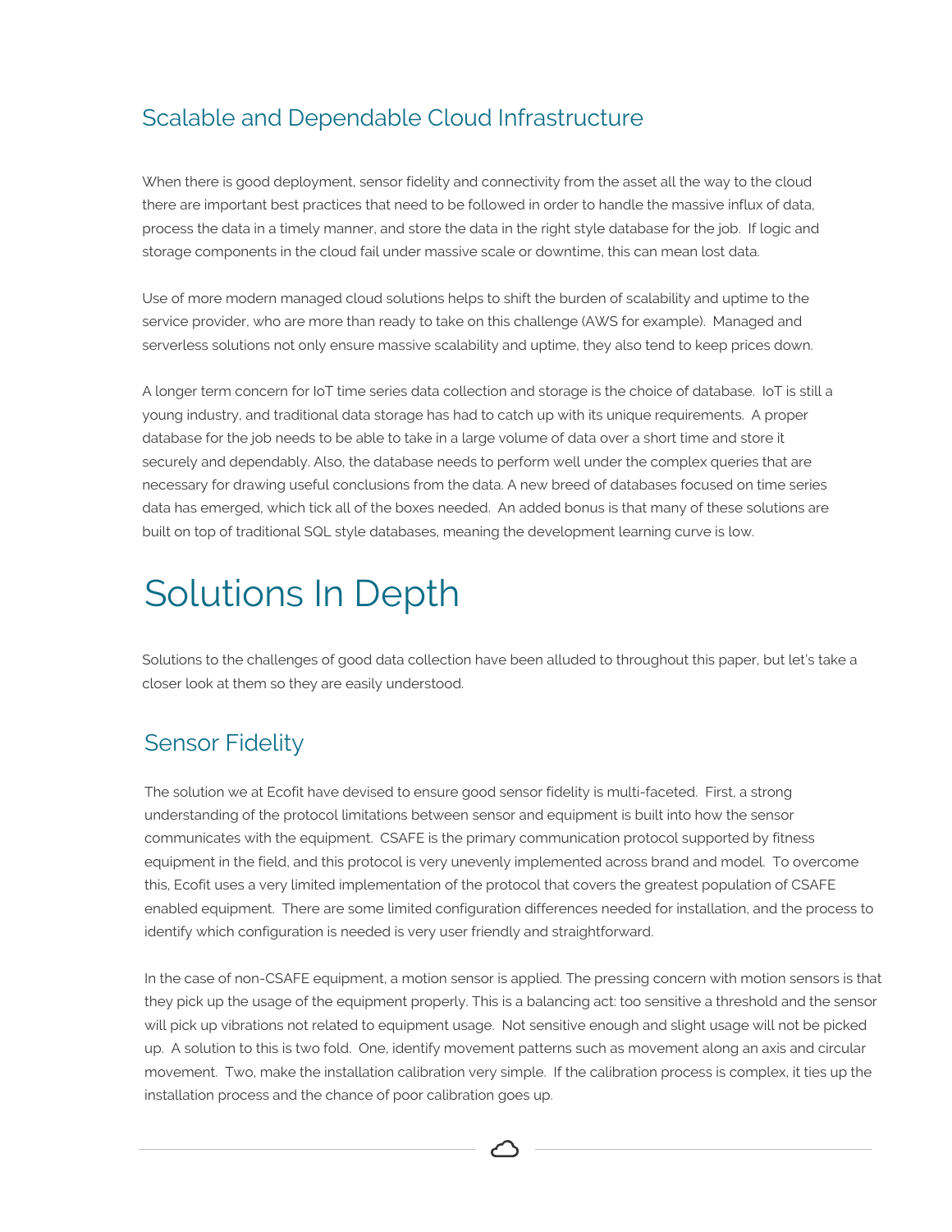## Scalable and Dependable Cloud Infrastructure

When there is good deployment, sensor fidelity and connectivity from the asset all the way to the cloud there are important best practices that need to be followed in order to handle the massive influx of data, process the data in a timely manner, and store the data in the right style database for the job. If logic and storage components in the cloud fail under massive scale or downtime, this can mean lost data.

Use of more modern managed cloud solutions helps to shift the burden of scalability and uptime to the service provider, who are more than ready to take on this challenge (AWS for example). Managed and serverless solutions not only ensure massive scalability and uptime, they also tend to keep prices down.

A longer term concern for IoT time series data collection and storage is the choice of database. IoT is still a young industry, and traditional data storage has had to catch up with its unique requirements. A proper database for the job needs to be able to take in a large volume of data over a short time and store it securely and dependably. Also, the database needs to perform well under the complex queries that are necessary for drawing useful conclusions from the data. A new breed of databases focused on time series data has emerged, which tick all of the boxes needed. An added bonus is that many of these solutions are built on top of traditional SQL style databases, meaning the development learning curve is low.

# Solutions In Depth

Solutions to the challenges of good data collection have been alluded to throughout this paper, but let's take a closer look at them so they are easily understood.

## Sensor Fidelity

The solution we at Ecofit have devised to ensure good sensor fidelity is multi-faceted. First, a strong understanding of the protocol limitations between sensor and equipment is built into how the sensor communicates with the equipment. CSAFE is the primary communication protocol supported by fitness equipment in the field, and this protocol is very unevenly implemented across brand and model. To overcome this, Ecofit uses a very limited implementation of the protocol that covers the greatest population of CSAFE enabled equipment. There are some limited configuration differences needed for installation, and the process to identify which configuration is needed is very user friendly and straightforward.

In the case of non-CSAFE equipment, a motion sensor is applied. The pressing concern with motion sensors is that they pick up the usage of the equipment properly. This is a balancing act: too sensitive a threshold and the sensor will pick up vibrations not related to equipment usage. Not sensitive enough and slight usage will not be picked up. A solution to this is two fold. One, identify movement patterns such as movement along an axis and circular movement. Two, make the installation calibration very simple. If the calibration process is complex, it ties up the installation process and the chance of poor calibration goes up.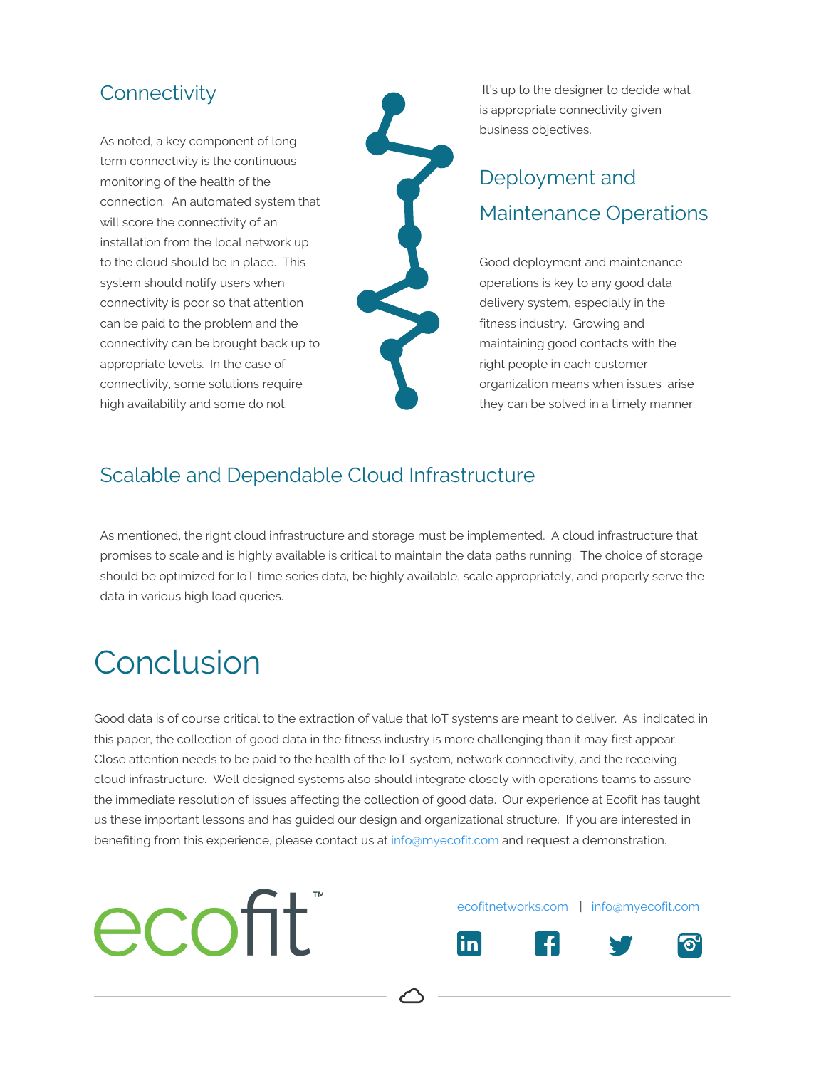## Connectivity

As noted, a key component of long term connectivity is the continuous monitoring of the health of the connection. An automated system that will score the connectivity of an installation from the local network up to the cloud should be in place. This system should notify users when connectivity is poor so that attention can be paid to the problem and the connectivity can be brought back up to appropriate levels. In the case of connectivity, some solutions require high availability and some do not.

It's up to the designer to decide what is appropriate connectivity given business objectives.

## Deployment and Maintenance Operations

Good deployment and maintenance operations is key to any good data delivery system, especially in the fitness industry. Growing and maintaining good contacts with the right people in each customer organization means when issues arise they can be solved in a timely manner.

## Scalable and Dependable Cloud Infrastructure

As mentioned, the right cloud infrastructure and storage must be implemented. A cloud infrastructure that promises to scale and is highly available is critical to maintain the data paths running. The choice of storage should be optimized for IoT time series data, be highly available, scale appropriately, and properly serve the data in various high load queries.

# Conclusion

Good data is of course critical to the extraction of value that IoT systems are meant to deliver. As indicated in this paper, the collection of good data in the fitness industry is more challenging than it may first appear. Close attention needs to be paid to the health of the IoT system, network connectivity, and the receiving cloud infrastructure. Well designed systems also should integrate closely with operations teams to assure the immediate resolution of issues affecting the collection of good data. Our experience at Ecofit has taught us these important lessons and has guided our design and organizational structure. If you are interested in benefiting from this experience, please contact us at info@myecofit.com and request a demonstration.

ecofit™

ecofitnetworks.com | info@myecofit.com